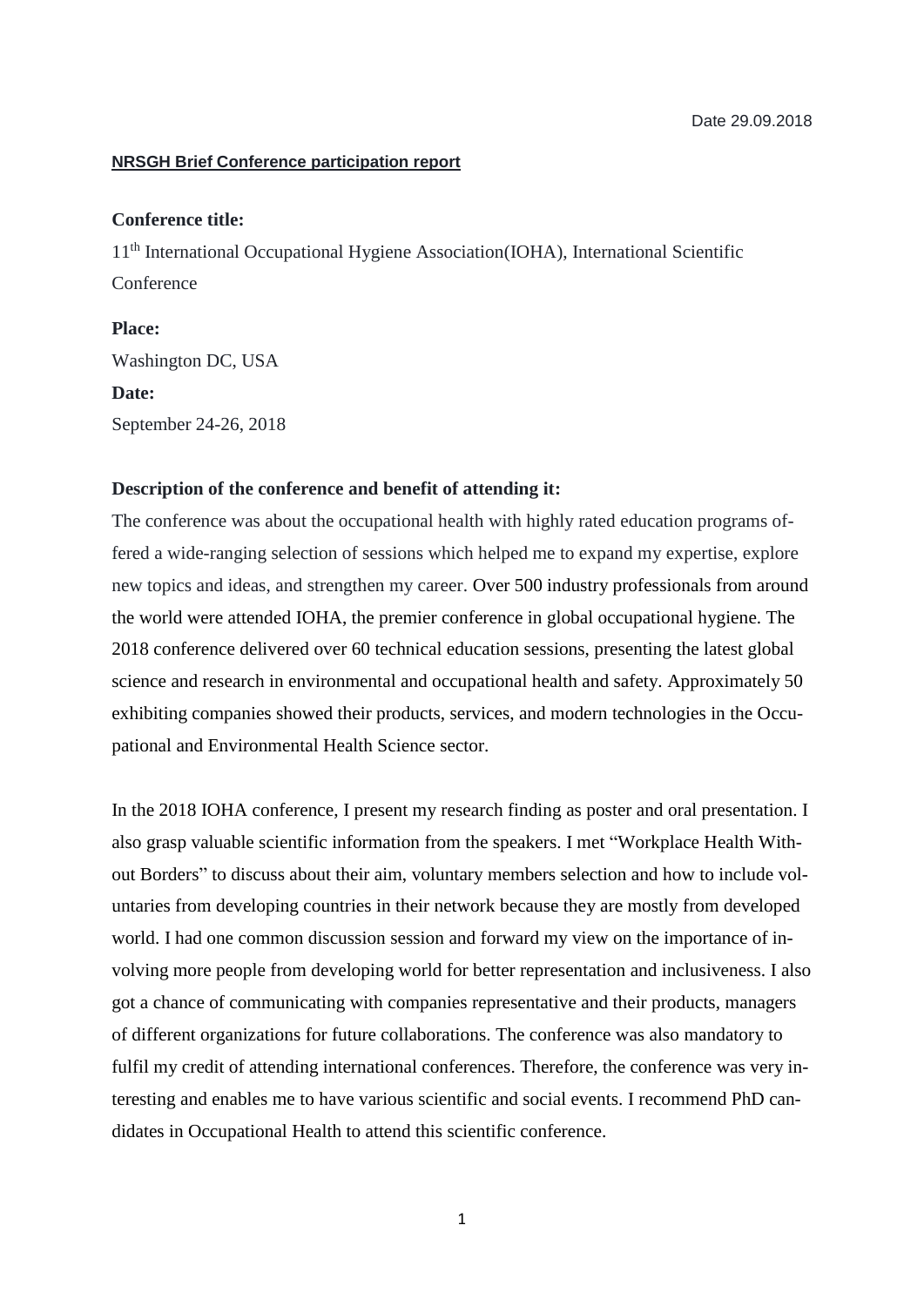Date 29.09.2018

**NRSGH Brief Conference participation report**

**Conference title:**

11th International Occupational Hygiene Association(IOHA), International Scientific Conference

**Place:**

Washington DC, USA

**Date:**

September 24-26, 2018

**Description of the conference and benefit of attending it:**

The conference was about the occupational health with highly rated education programs offered a wide-ranging selection of sessions which helped me to expand my expertise, explore new topics and ideas, and strengthen my career. Over 500 industry professionals from around the world were attended IOHA, the premier conference in global occupational hygiene. The 2018 conference delivered over 60 technical education sessions, presenting the latest global science and research in environmental and occupational health and safety. Approximately 50 exhibiting companies showed their products, services, and modern technologies in the Occupational and Environmental Health Science sector.

In the 2018 IOHA conference, I present my research finding as poster and oral presentation. I also grasp valuable scientific information from the speakers. I met "Workplace Health Without Borders" to discuss about their aim, voluntary members selection and how to include voluntaries from developing countries in their network because they are mostly from developed world. I had one common discussion session and forward my view on the importance of involving more people from developing world for better representation and inclusiveness. I also got a chance of communicating with companies representative and their products, managers of different organizations for future collaborations. The conference was also mandatory to fulfil my credit of attending international conferences. Therefore, the conference was very interesting and enables me to have various scientific and social events. I recommend PhD candidates in Occupational Health to attend this scientific conference.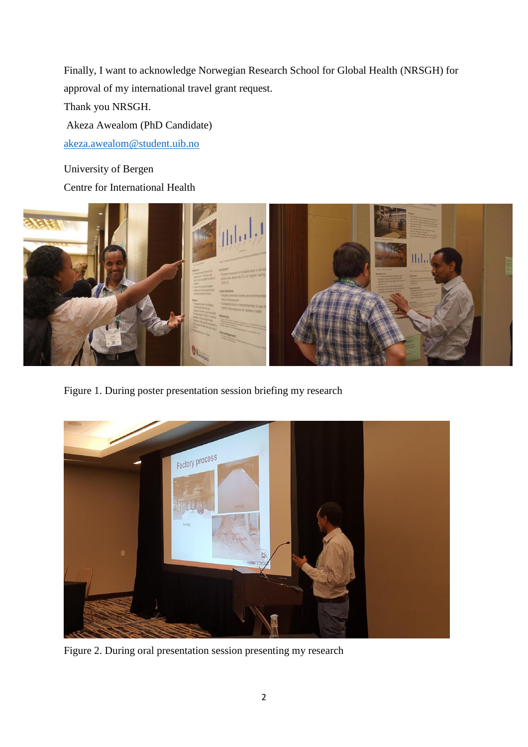Finally, I want to acknowledge Norwegian Research School for Global Health (NRSGH) for approval of my international travel grant request.

Thank you NRSGH.

Akeza Awealom (PhD Candidate)

akeza.awealom@student.uib.no

University of Bergen

Centre for International Health

Figure 1. During poster presentation session briefing my research

Figure 2. During oral presentation session presenting my research